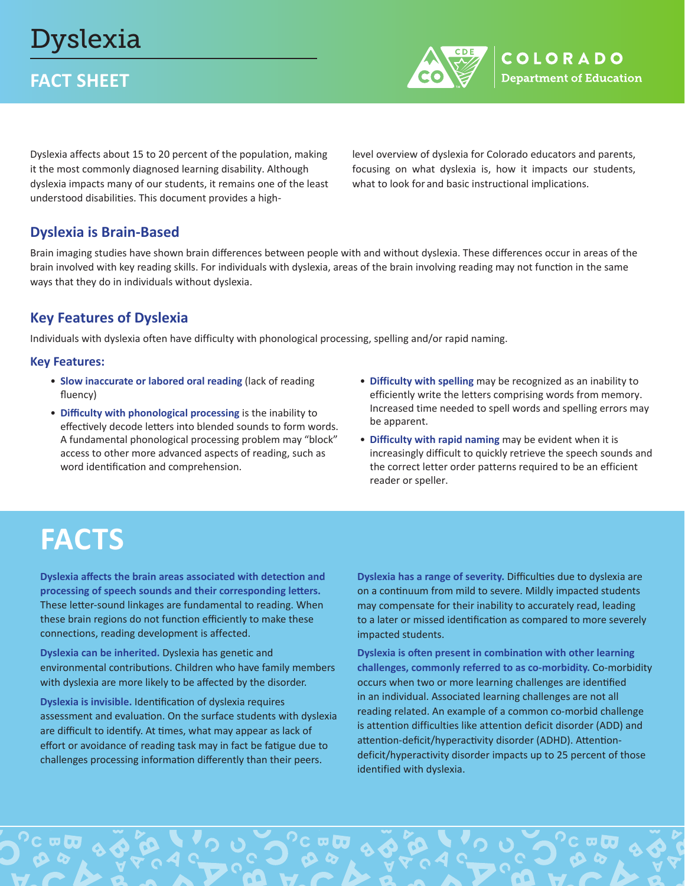# Dyslexia

## FACT SHEET

COLORADO Department of Education

Dyslexia affects about 15 to 20 percent of the population, making it the most commonly diagnosed learning disability. Although dyslexia impacts many of our students, it remains one of the least understood disabilities. This document provides a high-level overview of dyslexia for Colorado educators and parents, focusing on what dyslexia is, how it impacts our students, what to look for and basic instructional implications.

## Dyslexia is Brain-Based

Brain imaging studies have shown brain differences between people with and without dyslexia. These differences occur in areas of the brain involved with key reading skills. For individuals with dyslexia, areas of the brain involving reading may not function in the same ways that they do in individuals without dyslexia.

## Key Features of Dyslexia

Individuals with dyslexia often have difficulty with phonological processing, spelling and/or rapid naming.

### Key Features:

- **Slow inaccurate or labored oral reading** (lack of reading fluency)
- **Difficulty with phonological processing** is the inability to effectively decode letters into blended sounds to form words. A fundamental phonological processing problem may "block" access to other more advanced aspects of reading, such as word identification and comprehension.
- **Difficulty with spelling** may be recognized as an inability to efficiently write the letters comprising words from memory. Increased time needed to spell words and spelling errors may be apparent.
- **Difficulty with rapid naming** may be evident when it is increasingly difficult to quickly retrieve the speech sounds and the correct letter order patterns required to be an efficient reader or speller.

# FACTS

**Dyslexia affects the brain areas associated with detection and processing of speech sounds and their corresponding letters.** These letter-sound linkages are fundamental to reading. When these brain regions do not function efficiently to make these connections, reading development is affected.

**Dyslexia can be inherited.** Dyslexia has genetic and environmental contributions. Children who have family members with dyslexia are more likely to be affected by the disorder.

**Dyslexia is invisible.** Identification of dyslexia requires assessment and evaluation. On the surface students with dyslexia are difficult to identify. At times, what may appear as lack of effort or avoidance of reading task may in fact be fatigue due to challenges processing information differently than their peers.

**Dyslexia has a range of severity.** Difficulties due to dyslexia are on a continuum from mild to severe. Mildly impacted students may compensate for their inability to accurately read, leading to a later or missed identification as compared to more severely impacted students.

**Dyslexia is often present in combination with other learning challenges, commonly referred to as co-morbidity.** Co-morbidity occurs when two or more learning challenges are identified in an individual. Associated learning challenges are not all reading related. An example of a common co-morbid challenge is attention difficulties like attention deficit disorder (ADD) and attention-deficit/hyperactivity disorder (ADHD). Attention-deficit/hyperactivity disorder impacts up to 25 percent of those identified with dyslexia.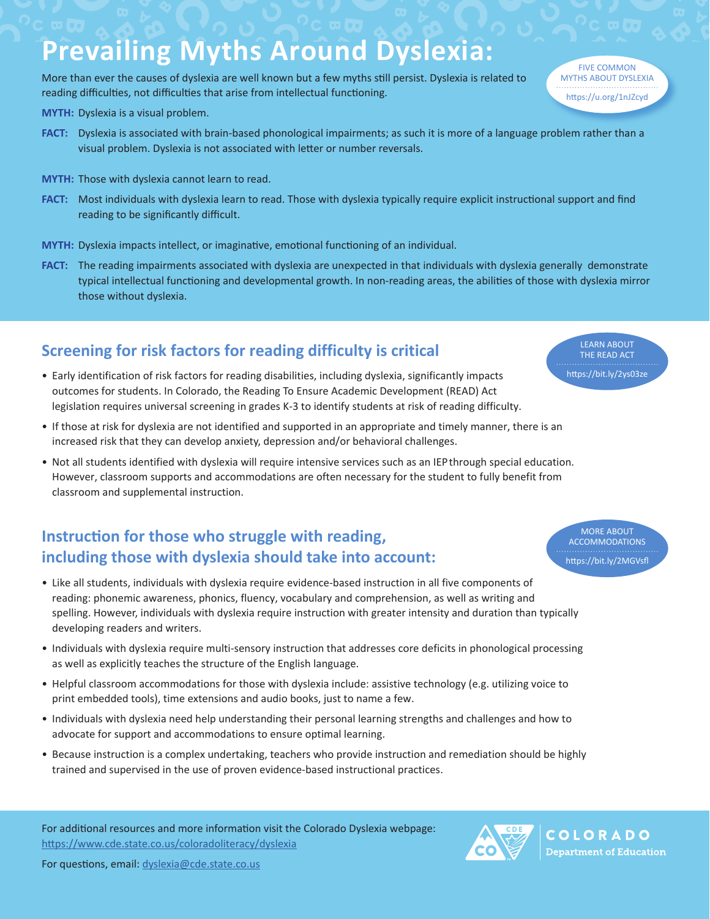# Prevailing Myths Around Dyslexia:

More than ever the causes of dyslexia are well known but a few myths still persist. Dyslexia is related to reading difficulties, not difficulties that arise from intellectual functioning.

FIVE COMMON MYTHS ABOUT DYSLEXIA
https://u.org/1nJZcyd

**MYTH:** Dyslexia is a visual problem.

**FACT:** Dyslexia is associated with brain-based phonological impairments; as such it is more of a language problem rather than a visual problem. Dyslexia is not associated with letter or number reversals.

**MYTH:** Those with dyslexia cannot learn to read.

**FACT:** Most individuals with dyslexia learn to read. Those with dyslexia typically require explicit instructional support and find reading to be significantly difficult.

**MYTH:** Dyslexia impacts intellect, or imaginative, emotional functioning of an individual.

**FACT:** The reading impairments associated with dyslexia are unexpected in that individuals with dyslexia generally demonstrate typical intellectual functioning and developmental growth. In non-reading areas, the abilities of those with dyslexia mirror those without dyslexia.

## Screening for risk factors for reading difficulty is critical

LEARN ABOUT THE READ ACT
https://bit.ly/2ys03ze

- Early identification of risk factors for reading disabilities, including dyslexia, significantly impacts outcomes for students. In Colorado, the Reading To Ensure Academic Development (READ) Act legislation requires universal screening in grades K-3 to identify students at risk of reading difficulty.
- If those at risk for dyslexia are not identified and supported in an appropriate and timely manner, there is an increased risk that they can develop anxiety, depression and/or behavioral challenges.
- Not all students identified with dyslexia will require intensive services such as an IEP through special education. However, classroom supports and accommodations are often necessary for the student to fully benefit from classroom and supplemental instruction.

## Instruction for those who struggle with reading, including those with dyslexia should take into account:

MORE ABOUT ACCOMMODATIONS
https://bit.ly/2MGVsfl

- Like all students, individuals with dyslexia require evidence-based instruction in all five components of reading: phonemic awareness, phonics, fluency, vocabulary and comprehension, as well as writing and spelling. However, individuals with dyslexia require instruction with greater intensity and duration than typically developing readers and writers.
- Individuals with dyslexia require multi-sensory instruction that addresses core deficits in phonological processing as well as explicitly teaches the structure of the English language.
- Helpful classroom accommodations for those with dyslexia include: assistive technology (e.g. utilizing voice to print embedded tools), time extensions and audio books, just to name a few.
- Individuals with dyslexia need help understanding their personal learning strengths and challenges and how to advocate for support and accommodations to ensure optimal learning.
- Because instruction is a complex undertaking, teachers who provide instruction and remediation should be highly trained and supervised in the use of proven evidence-based instructional practices.

For additional resources and more information visit the Colorado Dyslexia webpage: https://www.cde.state.co.us/coloradoliteracy/dyslexia

For questions, email: dyslexia@cde.state.co.us

COLORADO Department of Education